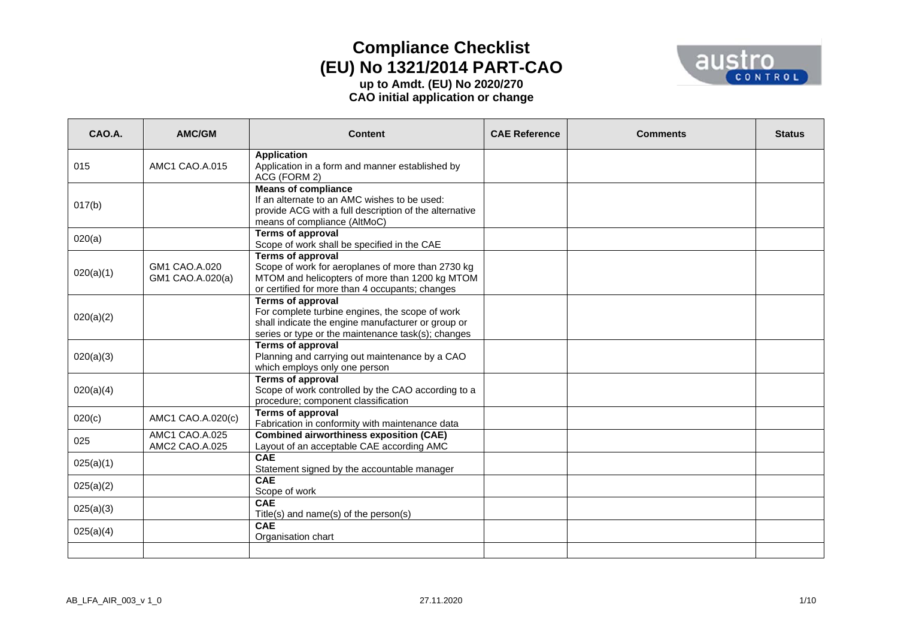# Compliance Checklist
# (EU) No 1321/2014 PART-CAO

**up to Amdt. (EU) No 2020/270**
**CAO initial application or change**

| CAO.A. | AMC/GM | Content | CAE Reference | Comments | Status |
|---|---|---|---|---|---|
| 015 | AMC1 CAO.A.015 | **Application**<br>Application in a form and manner established by ACG (FORM 2) | | | |
| 017(b) | | **Means of compliance**<br>If an alternate to an AMC wishes to be used: provide ACG with a full description of the alternative means of compliance (AltMoC) | | | |
| 020(a) | | **Terms of approval**<br>Scope of work shall be specified in the CAE | | | |
| 020(a)(1) | GM1 CAO.A.020<br>GM1 CAO.A.020(a) | **Terms of approval**<br>Scope of work for aeroplanes of more than 2730 kg MTOM and helicopters of more than 1200 kg MTOM or certified for more than 4 occupants; changes | | | |
| 020(a)(2) | | **Terms of approval**<br>For complete turbine engines, the scope of work shall indicate the engine manufacturer or group or series or type or the maintenance task(s); changes | | | |
| 020(a)(3) | | **Terms of approval**<br>Planning and carrying out maintenance by a CAO which employs only one person | | | |
| 020(a)(4) | | **Terms of approval**<br>Scope of work controlled by the CAO according to a procedure; component classification | | | |
| 020(c) | AMC1 CAO.A.020(c) | **Terms of approval**<br>Fabrication in conformity with maintenance data | | | |
| 025 | AMC1 CAO.A.025<br>AMC2 CAO.A.025 | **Combined airworthiness exposition (CAE)**<br>Layout of an acceptable CAE according AMC | | | |
| 025(a)(1) | | **CAE**<br>Statement signed by the accountable manager | | | |
| 025(a)(2) | | **CAE**<br>Scope of work | | | |
| 025(a)(3) | | **CAE**<br>Title(s) and name(s) of the person(s) | | | |
| 025(a)(4) | | **CAE**<br>Organisation chart | | | |
| | | | | | |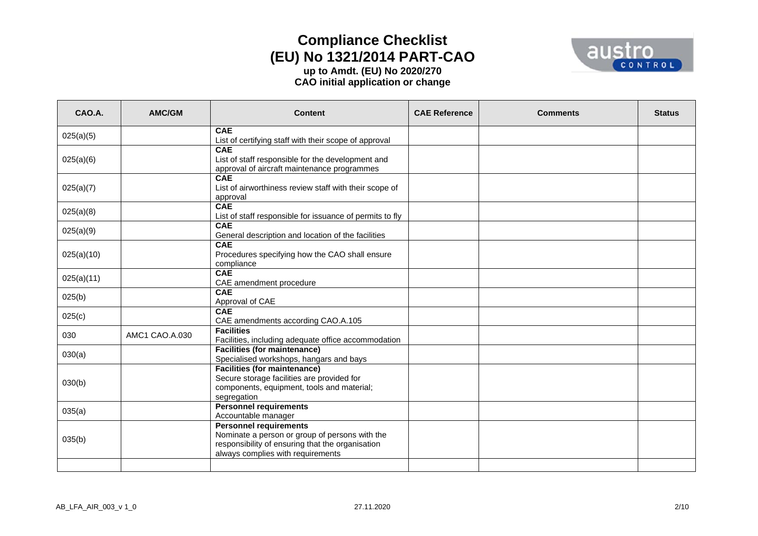# Compliance Checklist
# (EU) No 1321/2014 PART-CAO
### up to Amdt. (EU) No 2020/270
### CAO initial application or change

| CAO.A. | AMC/GM | Content | CAE Reference | Comments | Status |
|---|---|---|---|---|---|
| 025(a)(5) | | **CAE**<br>List of certifying staff with their scope of approval | | | |
| 025(a)(6) | | **CAE**<br>List of staff responsible for the development and approval of aircraft maintenance programmes | | | |
| 025(a)(7) | | **CAE**<br>List of airworthiness review staff with their scope of approval | | | |
| 025(a)(8) | | **CAE**<br>List of staff responsible for issuance of permits to fly | | | |
| 025(a)(9) | | **CAE**<br>General description and location of the facilities | | | |
| 025(a)(10) | | **CAE**<br>Procedures specifying how the CAO shall ensure compliance | | | |
| 025(a)(11) | | **CAE**<br>CAE amendment procedure | | | |
| 025(b) | | **CAE**<br>Approval of CAE | | | |
| 025(c) | | **CAE**<br>CAE amendments according CAO.A.105 | | | |
| 030 | AMC1 CAO.A.030 | **Facilities**<br>Facilities, including adequate office accommodation | | | |
| 030(a) | | **Facilities (for maintenance)**<br>Specialised workshops, hangars and bays | | | |
| 030(b) | | **Facilities (for maintenance)**<br>Secure storage facilities are provided for components, equipment, tools and material; segregation | | | |
| 035(a) | | **Personnel requirements**<br>Accountable manager | | | |
| 035(b) | | **Personnel requirements**<br>Nominate a person or group of persons with the responsibility of ensuring that the organisation always complies with requirements | | | |
| | | | | | |

AB_LFA_AIR_003_v 1_0 27.11.2020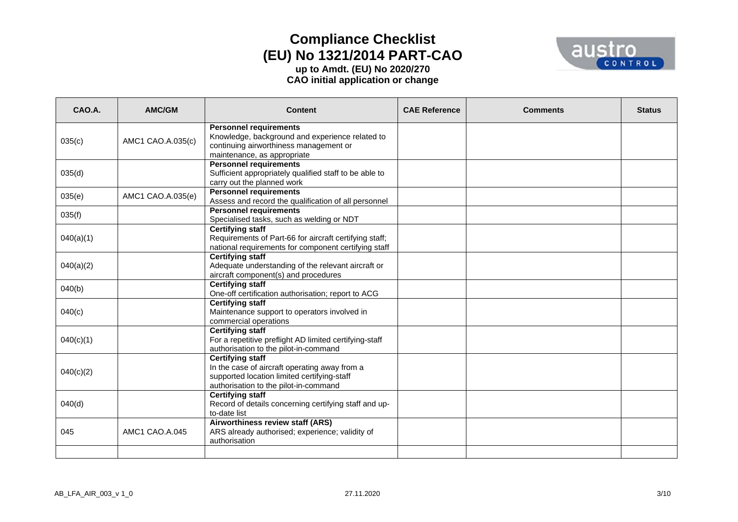# Compliance Checklist
# (EU) No 1321/2014 PART-CAO
### up to Amdt. (EU) No 2020/270
### CAO initial application or change

| CAO.A. | AMC/GM | Content | CAE Reference | Comments | Status |
|---|---|---|---|---|---|
| 035(c) | AMC1 CAO.A.035(c) | **Personnel requirements** Knowledge, background and experience related to continuing airworthiness management or maintenance, as appropriate | | | |
| 035(d) | | **Personnel requirements** Sufficient appropriately qualified staff to be able to carry out the planned work | | | |
| 035(e) | AMC1 CAO.A.035(e) | **Personnel requirements** Assess and record the qualification of all personnel | | | |
| 035(f) | | **Personnel requirements** Specialised tasks, such as welding or NDT | | | |
| 040(a)(1) | | **Certifying staff** Requirements of Part-66 for aircraft certifying staff; national requirements for component certifying staff | | | |
| 040(a)(2) | | **Certifying staff** Adequate understanding of the relevant aircraft or aircraft component(s) and procedures | | | |
| 040(b) | | **Certifying staff** One-off certification authorisation; report to ACG | | | |
| 040(c) | | **Certifying staff** Maintenance support to operators involved in commercial operations | | | |
| 040(c)(1) | | **Certifying staff** For a repetitive preflight AD limited certifying-staff authorisation to the pilot-in-command | | | |
| 040(c)(2) | | **Certifying staff** In the case of aircraft operating away from a supported location limited certifying-staff authorisation to the pilot-in-command | | | |
| 040(d) | | **Certifying staff** Record of details concerning certifying staff and up-to-date list | | | |
| 045 | AMC1 CAO.A.045 | **Airworthiness review staff (ARS)** ARS already authorised; experience; validity of authorisation | | | |
| | | | | | |

AB_LFA_AIR_003_v 1_0 27.11.2020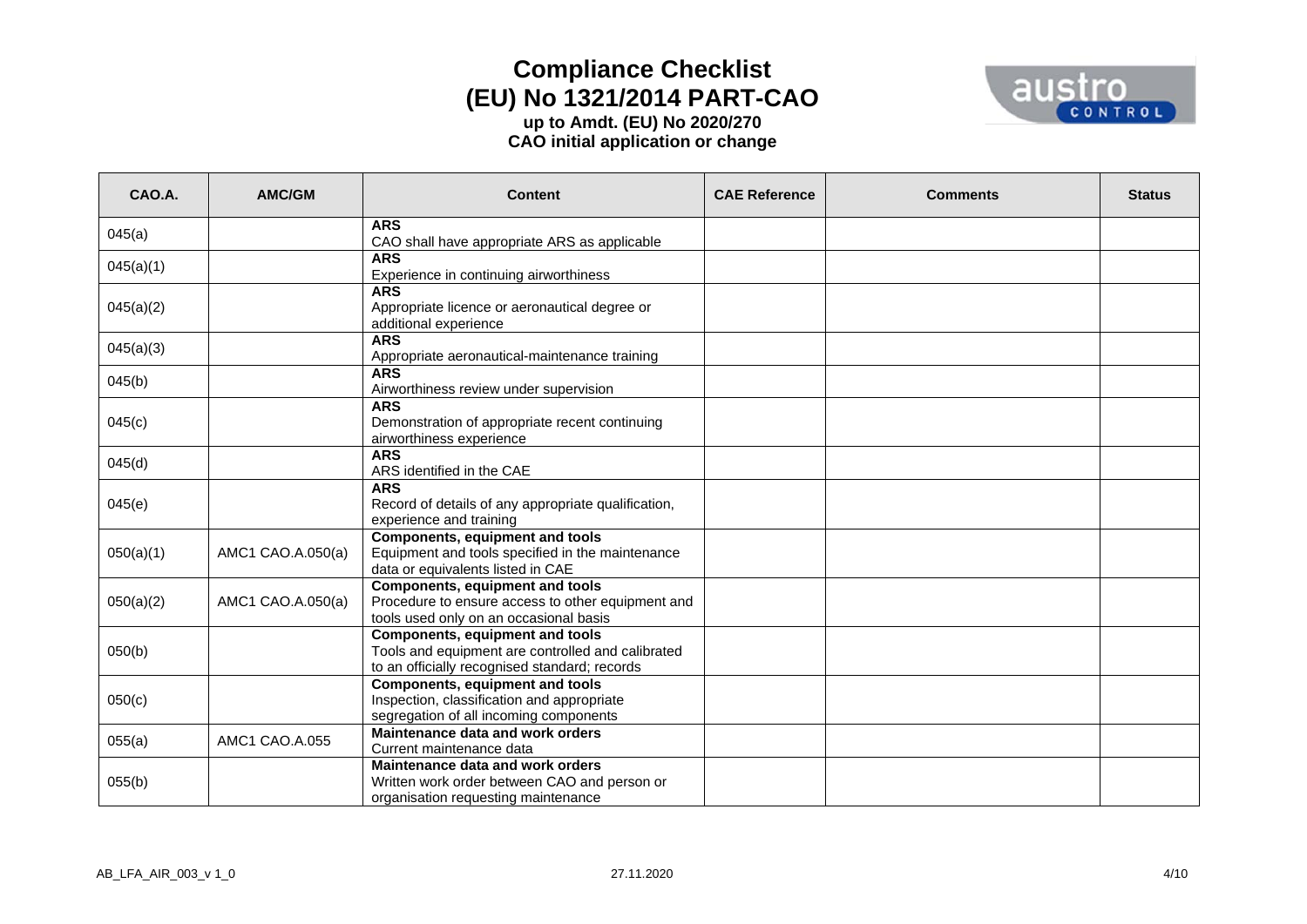# Compliance Checklist
# (EU) No 1321/2014 PART-CAO
### up to Amdt. (EU) No 2020/270
### CAO initial application or change

| CAO.A. | AMC/GM | Content | CAE Reference | Comments | Status |
|---|---|---|---|---|---|
| 045(a) | | **ARS**<br>CAO shall have appropriate ARS as applicable | | | |
| 045(a)(1) | | **ARS**<br>Experience in continuing airworthiness | | | |
| 045(a)(2) | | **ARS**<br>Appropriate licence or aeronautical degree or additional experience | | | |
| 045(a)(3) | | **ARS**<br>Appropriate aeronautical-maintenance training | | | |
| 045(b) | | **ARS**<br>Airworthiness review under supervision | | | |
| 045(c) | | **ARS**<br>Demonstration of appropriate recent continuing airworthiness experience | | | |
| 045(d) | | **ARS**<br>ARS identified in the CAE | | | |
| 045(e) | | **ARS**<br>Record of details of any appropriate qualification, experience and training | | | |
| 050(a)(1) | AMC1 CAO.A.050(a) | **Components, equipment and tools**<br>Equipment and tools specified in the maintenance data or equivalents listed in CAE | | | |
| 050(a)(2) | AMC1 CAO.A.050(a) | **Components, equipment and tools**<br>Procedure to ensure access to other equipment and tools used only on an occasional basis | | | |
| 050(b) | | **Components, equipment and tools**<br>Tools and equipment are controlled and calibrated to an officially recognised standard; records | | | |
| 050(c) | | **Components, equipment and tools**<br>Inspection, classification and appropriate segregation of all incoming components | | | |
| 055(a) | AMC1 CAO.A.055 | **Maintenance data and work orders**<br>Current maintenance data | | | |
| 055(b) | | **Maintenance data and work orders**<br>Written work order between CAO and person or organisation requesting maintenance | | | |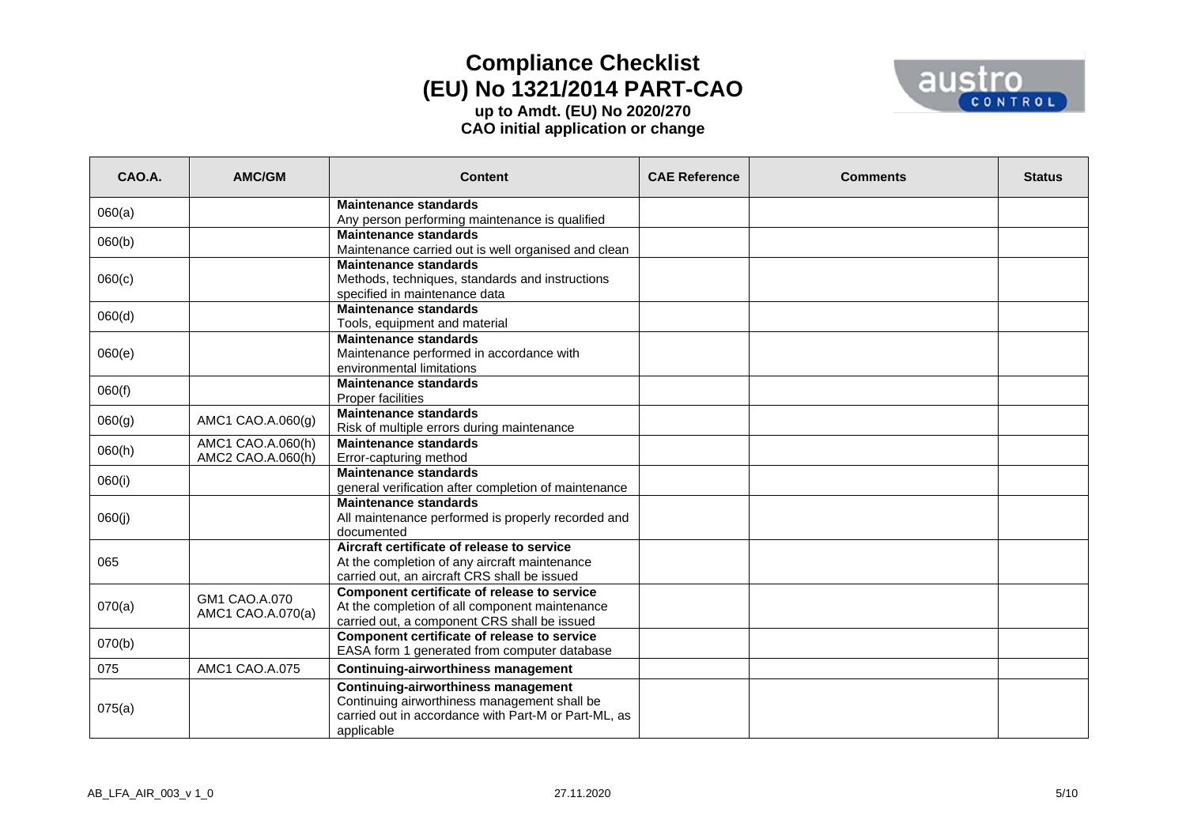# Compliance Checklist
# (EU) No 1321/2014 PART-CAO
## up to Amdt. (EU) No 2020/270
## CAO initial application or change

| CAO.A. | AMC/GM | Content | CAE Reference | Comments | Status |
|---|---|---|---|---|---|
| 060(a) | | **Maintenance standards** Any person performing maintenance is qualified | | | |
| 060(b) | | **Maintenance standards** Maintenance carried out is well organised and clean | | | |
| 060(c) | | **Maintenance standards** Methods, techniques, standards and instructions specified in maintenance data | | | |
| 060(d) | | **Maintenance standards** Tools, equipment and material | | | |
| 060(e) | | **Maintenance standards** Maintenance performed in accordance with environmental limitations | | | |
| 060(f) | | **Maintenance standards** Proper facilities | | | |
| 060(g) | AMC1 CAO.A.060(g) | **Maintenance standards** Risk of multiple errors during maintenance | | | |
| 060(h) | AMC1 CAO.A.060(h) AMC2 CAO.A.060(h) | **Maintenance standards** Error-capturing method | | | |
| 060(i) | | **Maintenance standards** general verification after completion of maintenance | | | |
| 060(j) | | **Maintenance standards** All maintenance performed is properly recorded and documented | | | |
| 065 | | **Aircraft certificate of release to service** At the completion of any aircraft maintenance carried out, an aircraft CRS shall be issued | | | |
| 070(a) | GM1 CAO.A.070 AMC1 CAO.A.070(a) | **Component certificate of release to service** At the completion of all component maintenance carried out, a component CRS shall be issued | | | |
| 070(b) | | **Component certificate of release to service** EASA form 1 generated from computer database | | | |
| 075 | AMC1 CAO.A.075 | **Continuing-airworthiness management** | | | |
| 075(a) | | **Continuing-airworthiness management** Continuing airworthiness management shall be carried out in accordance with Part-M or Part-ML, as applicable | | | |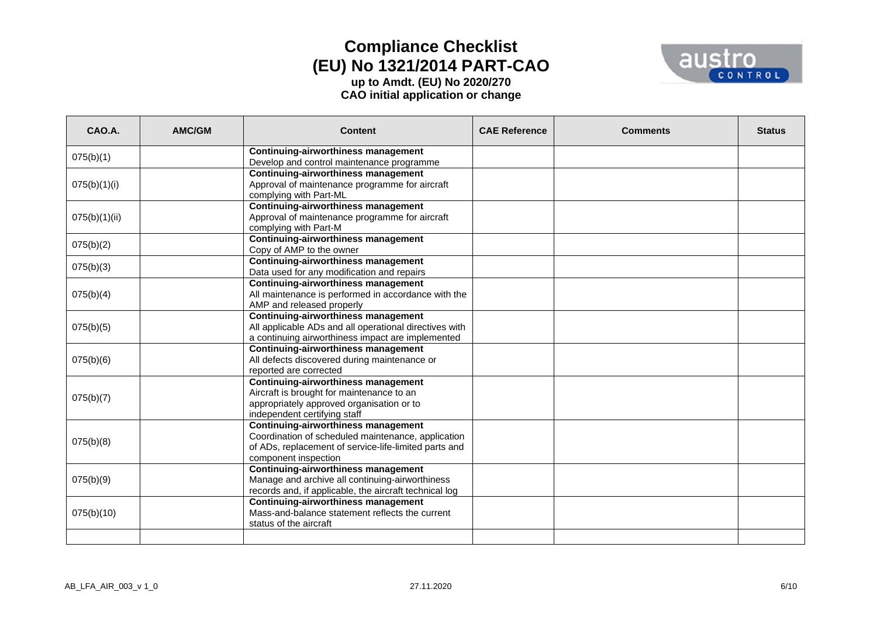# Compliance Checklist
# (EU) No 1321/2014 PART-CAO
### up to Amdt. (EU) No 2020/270
### CAO initial application or change

| CAO.A. | AMC/GM | Content | CAE Reference | Comments | Status |
|---|---|---|---|---|---|
| 075(b)(1) | | **Continuing-airworthiness management** Develop and control maintenance programme | | | |
| 075(b)(1)(i) | | **Continuing-airworthiness management** Approval of maintenance programme for aircraft complying with Part-ML | | | |
| 075(b)(1)(ii) | | **Continuing-airworthiness management** Approval of maintenance programme for aircraft complying with Part-M | | | |
| 075(b)(2) | | **Continuing-airworthiness management** Copy of AMP to the owner | | | |
| 075(b)(3) | | **Continuing-airworthiness management** Data used for any modification and repairs | | | |
| 075(b)(4) | | **Continuing-airworthiness management** All maintenance is performed in accordance with the AMP and released properly | | | |
| 075(b)(5) | | **Continuing-airworthiness management** All applicable ADs and all operational directives with a continuing airworthiness impact are implemented | | | |
| 075(b)(6) | | **Continuing-airworthiness management** All defects discovered during maintenance or reported are corrected | | | |
| 075(b)(7) | | **Continuing-airworthiness management** Aircraft is brought for maintenance to an appropriately approved organisation or to independent certifying staff | | | |
| 075(b)(8) | | **Continuing-airworthiness management** Coordination of scheduled maintenance, application of ADs, replacement of service-life-limited parts and component inspection | | | |
| 075(b)(9) | | **Continuing-airworthiness management** Manage and archive all continuing-airworthiness records and, if applicable, the aircraft technical log | | | |
| 075(b)(10) | | **Continuing-airworthiness management** Mass-and-balance statement reflects the current status of the aircraft | | | |
| | | | | | |

AB_LFA_AIR_003_v 1_0 27.11.2020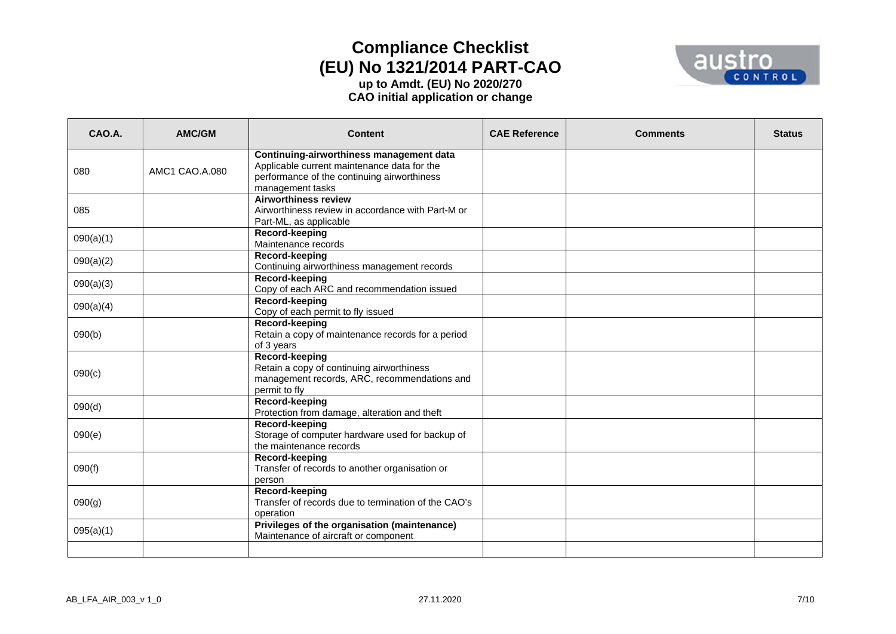# Compliance Checklist (EU) No 1321/2014 PART-CAO

**up to Amdt. (EU) No 2020/270**
**CAO initial application or change**

| CAO.A. | AMC/GM | Content | CAE Reference | Comments | Status |
|---|---|---|---|---|---|
| 080 | AMC1 CAO.A.080 | **Continuing-airworthiness management data** Applicable current maintenance data for the performance of the continuing airworthiness management tasks | | | |
| 085 | | **Airworthiness review** Airworthiness review in accordance with Part-M or Part-ML, as applicable | | | |
| 090(a)(1) | | **Record-keeping** Maintenance records | | | |
| 090(a)(2) | | **Record-keeping** Continuing airworthiness management records | | | |
| 090(a)(3) | | **Record-keeping** Copy of each ARC and recommendation issued | | | |
| 090(a)(4) | | **Record-keeping** Copy of each permit to fly issued | | | |
| 090(b) | | **Record-keeping** Retain a copy of maintenance records for a period of 3 years | | | |
| 090(c) | | **Record-keeping** Retain a copy of continuing airworthiness management records, ARC, recommendations and permit to fly | | | |
| 090(d) | | **Record-keeping** Protection from damage, alteration and theft | | | |
| 090(e) | | **Record-keeping** Storage of computer hardware used for backup of the maintenance records | | | |
| 090(f) | | **Record-keeping** Transfer of records to another organisation or person | | | |
| 090(g) | | **Record-keeping** Transfer of records due to termination of the CAO's operation | | | |
| 095(a)(1) | | **Privileges of the organisation (maintenance)** Maintenance of aircraft or component | | | |
| | | | | | |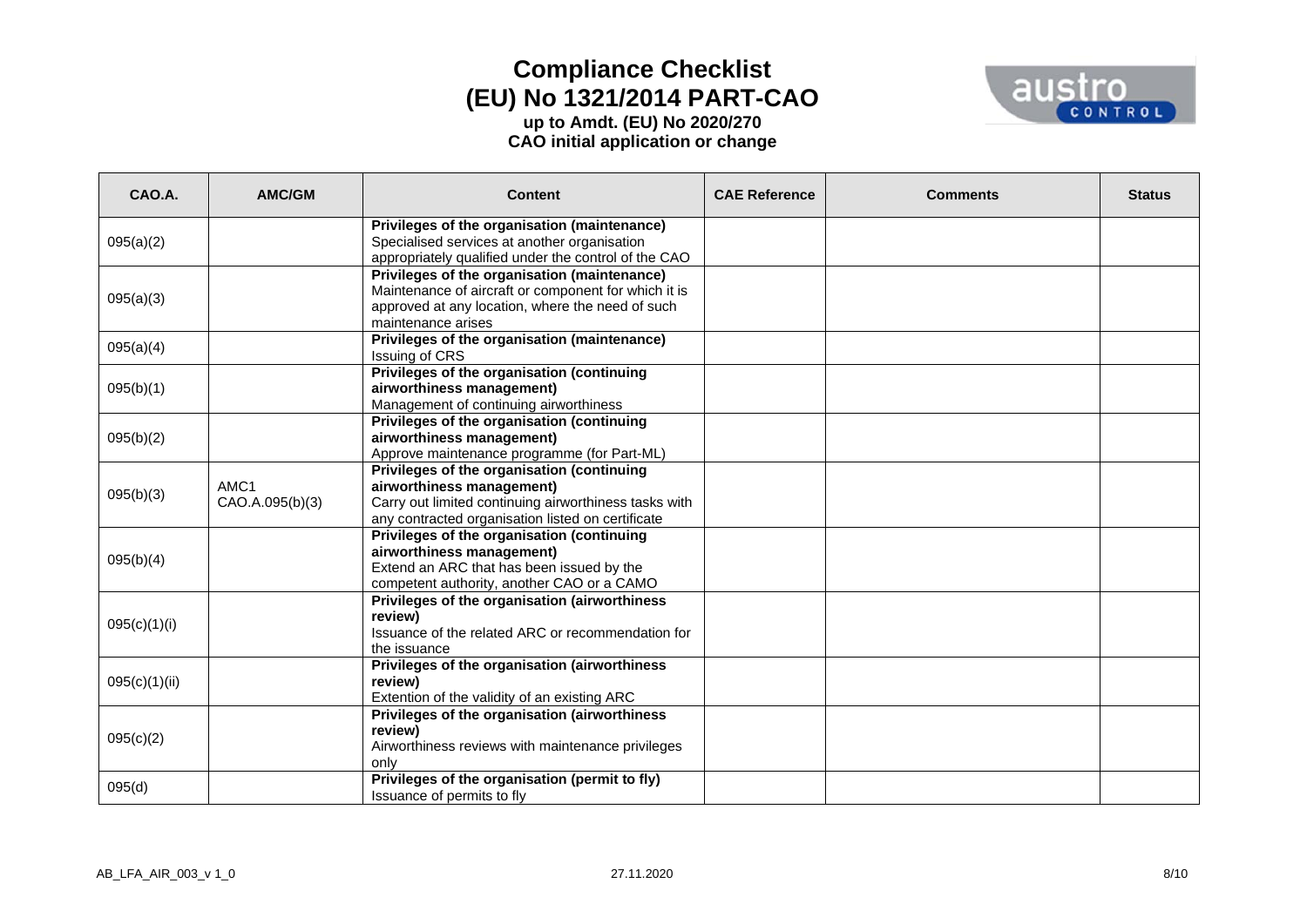# Compliance Checklist
# (EU) No 1321/2014 PART-CAO
### up to Amdt. (EU) No 2020/270
### CAO initial application or change

| CAO.A. | AMC/GM | Content | CAE Reference | Comments | Status |
|---|---|---|---|---|---|
| 095(a)(2) | | **Privileges of the organisation (maintenance)** Specialised services at another organisation appropriately qualified under the control of the CAO | | | |
| 095(a)(3) | | **Privileges of the organisation (maintenance)** Maintenance of aircraft or component for which it is approved at any location, where the need of such maintenance arises | | | |
| 095(a)(4) | | **Privileges of the organisation (maintenance)** Issuing of CRS | | | |
| 095(b)(1) | | **Privileges of the organisation (continuing airworthiness management)** Management of continuing airworthiness | | | |
| 095(b)(2) | | **Privileges of the organisation (continuing airworthiness management)** Approve maintenance programme (for Part-ML) | | | |
| 095(b)(3) | AMC1 CAO.A.095(b)(3) | **Privileges of the organisation (continuing airworthiness management)** Carry out limited continuing airworthiness tasks with any contracted organisation listed on certificate | | | |
| 095(b)(4) | | **Privileges of the organisation (continuing airworthiness management)** Extend an ARC that has been issued by the competent authority, another CAO or a CAMO | | | |
| 095(c)(1)(i) | | **Privileges of the organisation (airworthiness review)** Issuance of the related ARC or recommendation for the issuance | | | |
| 095(c)(1)(ii) | | **Privileges of the organisation (airworthiness review)** Extention of the validity of an existing ARC | | | |
| 095(c)(2) | | **Privileges of the organisation (airworthiness review)** Airworthiness reviews with maintenance privileges only | | | |
| 095(d) | | **Privileges of the organisation (permit to fly)** Issuance of permits to fly | | | |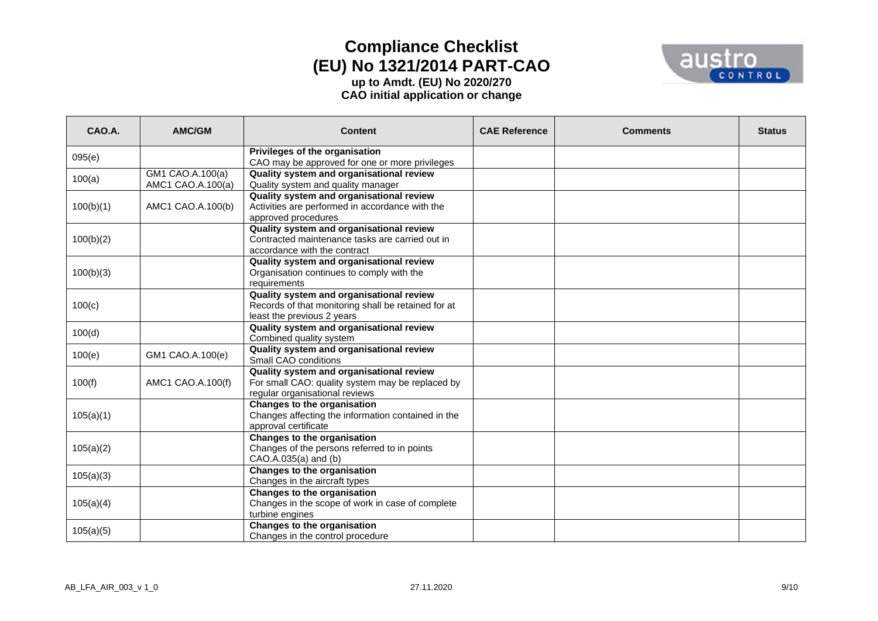# Compliance Checklist
# (EU) No 1321/2014 PART-CAO
### up to Amdt. (EU) No 2020/270
### CAO initial application or change

| CAO.A. | AMC/GM | Content | CAE Reference | Comments | Status |
|---|---|---|---|---|---|
| 095(e) | | **Privileges of the organisation**<br>CAO may be approved for one or more privileges | | | |
| 100(a) | GM1 CAO.A.100(a)<br>AMC1 CAO.A.100(a) | **Quality system and organisational review**<br>Quality system and quality manager | | | |
| 100(b)(1) | AMC1 CAO.A.100(b) | **Quality system and organisational review**<br>Activities are performed in accordance with the approved procedures | | | |
| 100(b)(2) | | **Quality system and organisational review**<br>Contracted maintenance tasks are carried out in accordance with the contract | | | |
| 100(b)(3) | | **Quality system and organisational review**<br>Organisation continues to comply with the requirements | | | |
| 100(c) | | **Quality system and organisational review**<br>Records of that monitoring shall be retained for at least the previous 2 years | | | |
| 100(d) | | **Quality system and organisational review**<br>Combined quality system | | | |
| 100(e) | GM1 CAO.A.100(e) | **Quality system and organisational review**<br>Small CAO conditions | | | |
| 100(f) | AMC1 CAO.A.100(f) | **Quality system and organisational review**<br>For small CAO: quality system may be replaced by regular organisational reviews | | | |
| 105(a)(1) | | **Changes to the organisation**<br>Changes affecting the information contained in the approval certificate | | | |
| 105(a)(2) | | **Changes to the organisation**<br>Changes of the persons referred to in points CAO.A.035(a) and (b) | | | |
| 105(a)(3) | | **Changes to the organisation**<br>Changes in the aircraft types | | | |
| 105(a)(4) | | **Changes to the organisation**<br>Changes in the scope of work in case of complete turbine engines | | | |
| 105(a)(5) | | **Changes to the organisation**<br>Changes in the control procedure | | | |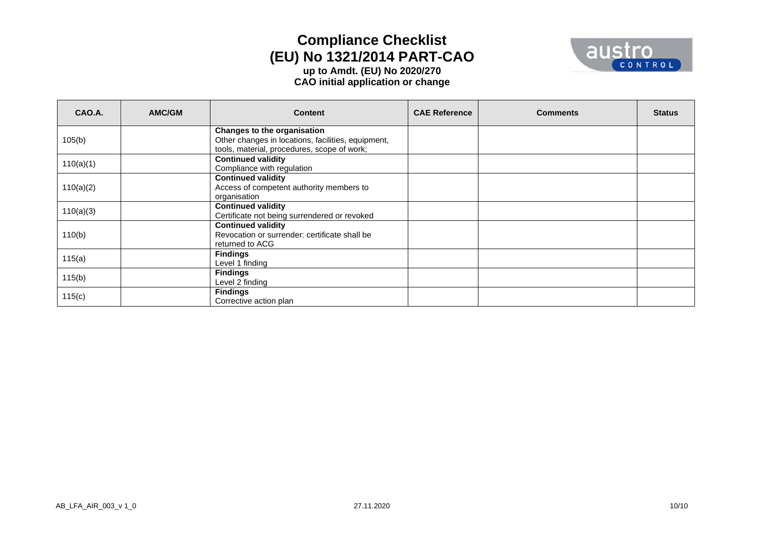# Compliance Checklist
# (EU) No 1321/2014 PART-CAO
### up to Amdt. (EU) No 2020/270
### CAO initial application or change

| CAO.A. | AMC/GM | Content | CAE Reference | Comments | Status |
|---|---|---|---|---|---|
| 105(b) | | **Changes to the organisation**<br>Other changes in locations, facilities, equipment, tools, material, procedures, scope of work; | | | |
| 110(a)(1) | | **Continued validity**<br>Compliance with regulation | | | |
| 110(a)(2) | | **Continued validity**<br>Access of competent authority members to organisation | | | |
| 110(a)(3) | | **Continued validity**<br>Certificate not being surrendered or revoked | | | |
| 110(b) | | **Continued validity**<br>Revocation or surrender: certificate shall be returned to ACG | | | |
| 115(a) | | **Findings**<br>Level 1 finding | | | |
| 115(b) | | **Findings**<br>Level 2 finding | | | |
| 115(c) | | **Findings**<br>Corrective action plan | | | |